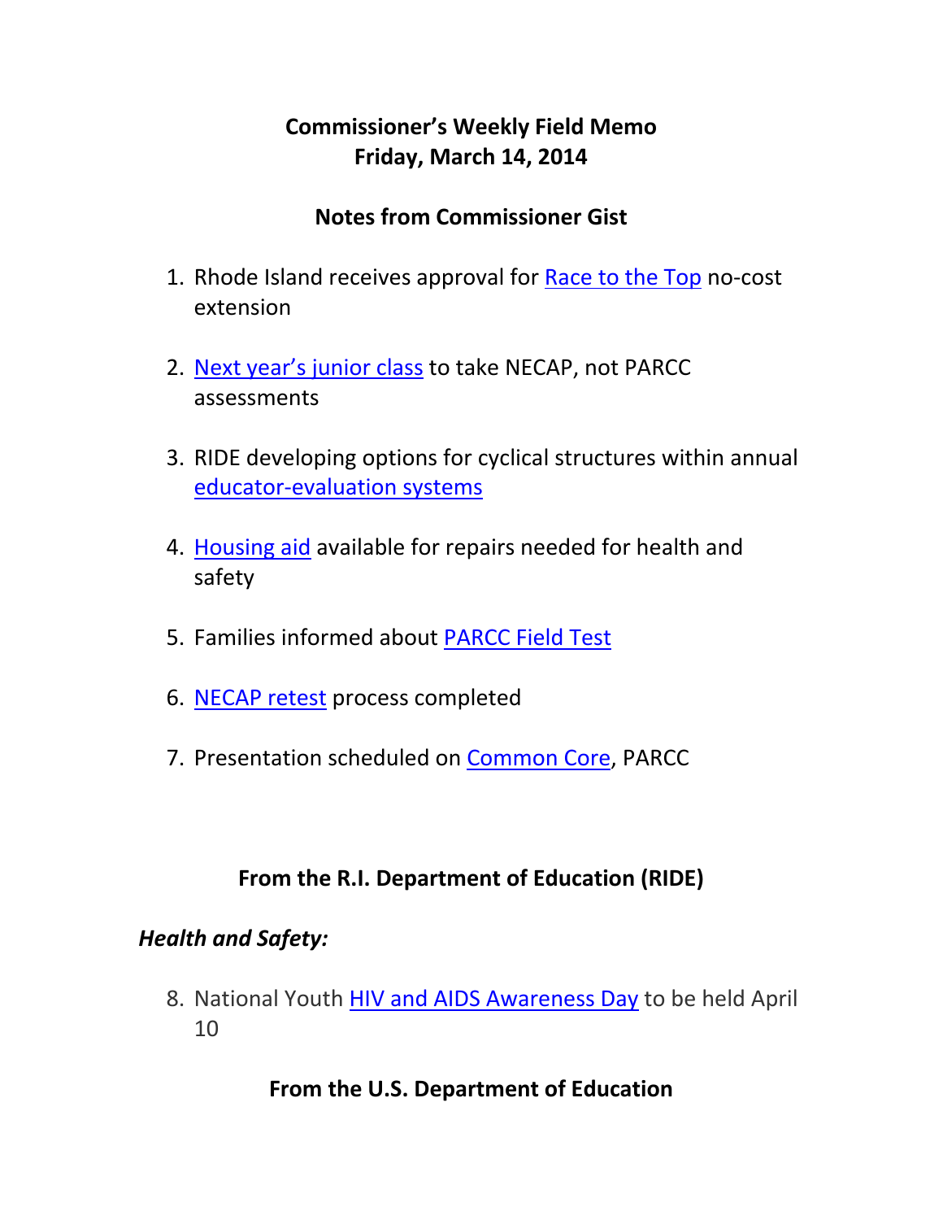# Commissioner's Weekly Field Memo
# Friday, March 14, 2014

## Notes from Commissioner Gist

1. Rhode Island receives approval for Race to the Top no-cost extension

2. Next year's junior class to take NECAP, not PARCC assessments

3. RIDE developing options for cyclical structures within annual educator-evaluation systems

4. Housing aid available for repairs needed for health and safety

5. Families informed about PARCC Field Test

6. NECAP retest process completed

7. Presentation scheduled on Common Core, PARCC

## From the R.I. Department of Education (RIDE)

### *Health and Safety:*

8. National Youth HIV and AIDS Awareness Day to be held April 10

## From the U.S. Department of Education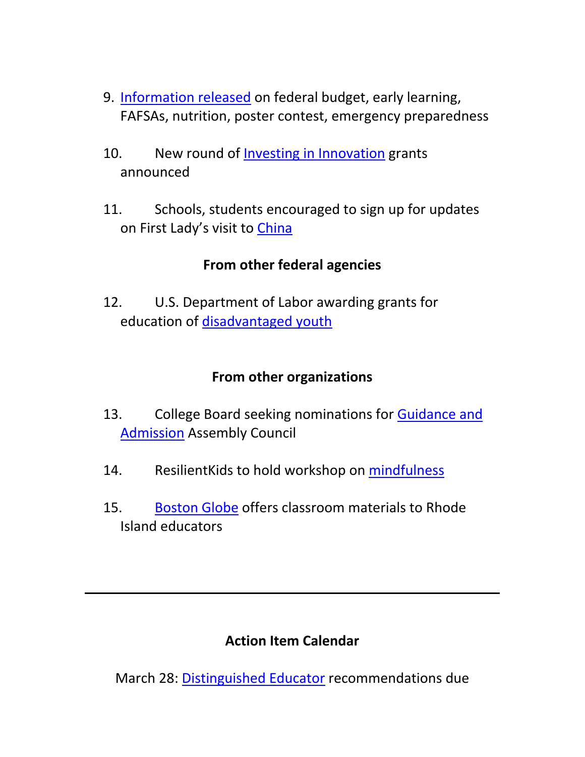9. Information released on federal budget, early learning, FAFSAs, nutrition, poster contest, emergency preparedness

10. New round of Investing in Innovation grants announced

11. Schools, students encouraged to sign up for updates on First Lady's visit to China

**From other federal agencies**

12. U.S. Department of Labor awarding grants for education of disadvantaged youth

**From other organizations**

13. College Board seeking nominations for Guidance and Admission Assembly Council

14. ResilientKids to hold workshop on mindfulness

15. Boston Globe offers classroom materials to Rhode Island educators

---

**Action Item Calendar**

March 28: Distinguished Educator recommendations due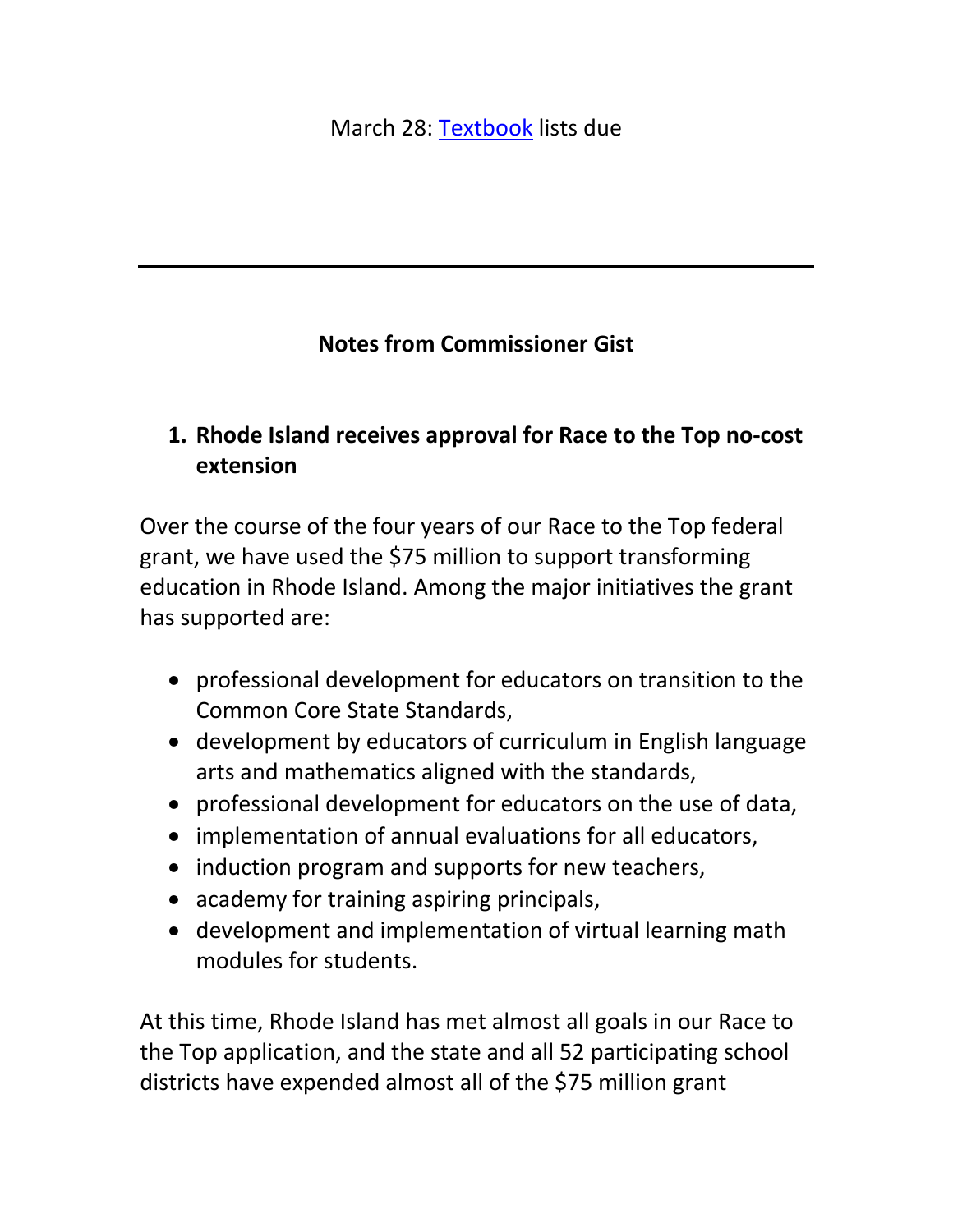March 28: [Textbook] lists due

---

**Notes from Commissioner Gist**

1. **Rhode Island receives approval for Race to the Top no-cost extension**

Over the course of the four years of our Race to the Top federal grant, we have used the $75 million to support transforming education in Rhode Island. Among the major initiatives the grant has supported are:

- professional development for educators on transition to the Common Core State Standards,
- development by educators of curriculum in English language arts and mathematics aligned with the standards,
- professional development for educators on the use of data,
- implementation of annual evaluations for all educators,
- induction program and supports for new teachers,
- academy for training aspiring principals,
- development and implementation of virtual learning math modules for students.

At this time, Rhode Island has met almost all goals in our Race to the Top application, and the state and all 52 participating school districts have expended almost all of the $75 million grant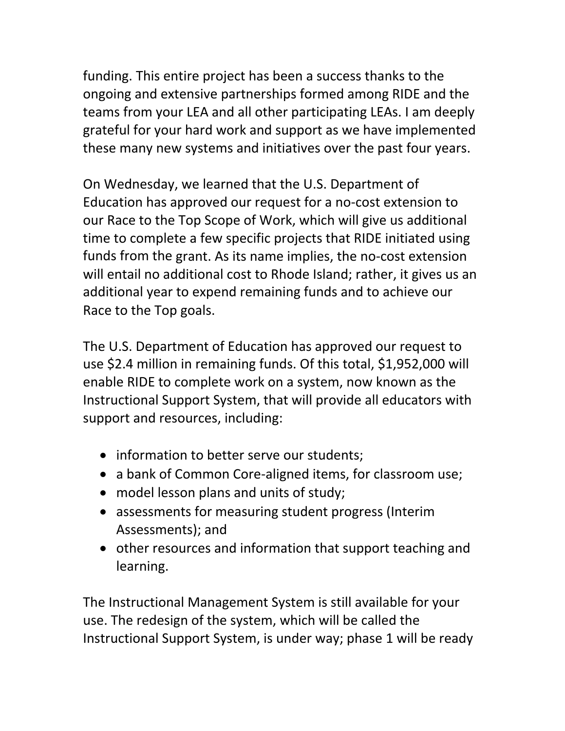funding. This entire project has been a success thanks to the ongoing and extensive partnerships formed among RIDE and the teams from your LEA and all other participating LEAs. I am deeply grateful for your hard work and support as we have implemented these many new systems and initiatives over the past four years.

On Wednesday, we learned that the U.S. Department of Education has approved our request for a no-cost extension to our Race to the Top Scope of Work, which will give us additional time to complete a few specific projects that RIDE initiated using funds from the grant. As its name implies, the no-cost extension will entail no additional cost to Rhode Island; rather, it gives us an additional year to expend remaining funds and to achieve our Race to the Top goals.

The U.S. Department of Education has approved our request to use $2.4 million in remaining funds. Of this total, $1,952,000 will enable RIDE to complete work on a system, now known as the Instructional Support System, that will provide all educators with support and resources, including:

- information to better serve our students;
- a bank of Common Core-aligned items, for classroom use;
- model lesson plans and units of study;
- assessments for measuring student progress (Interim Assessments); and
- other resources and information that support teaching and learning.

The Instructional Management System is still available for your use. The redesign of the system, which will be called the Instructional Support System, is under way; phase 1 will be ready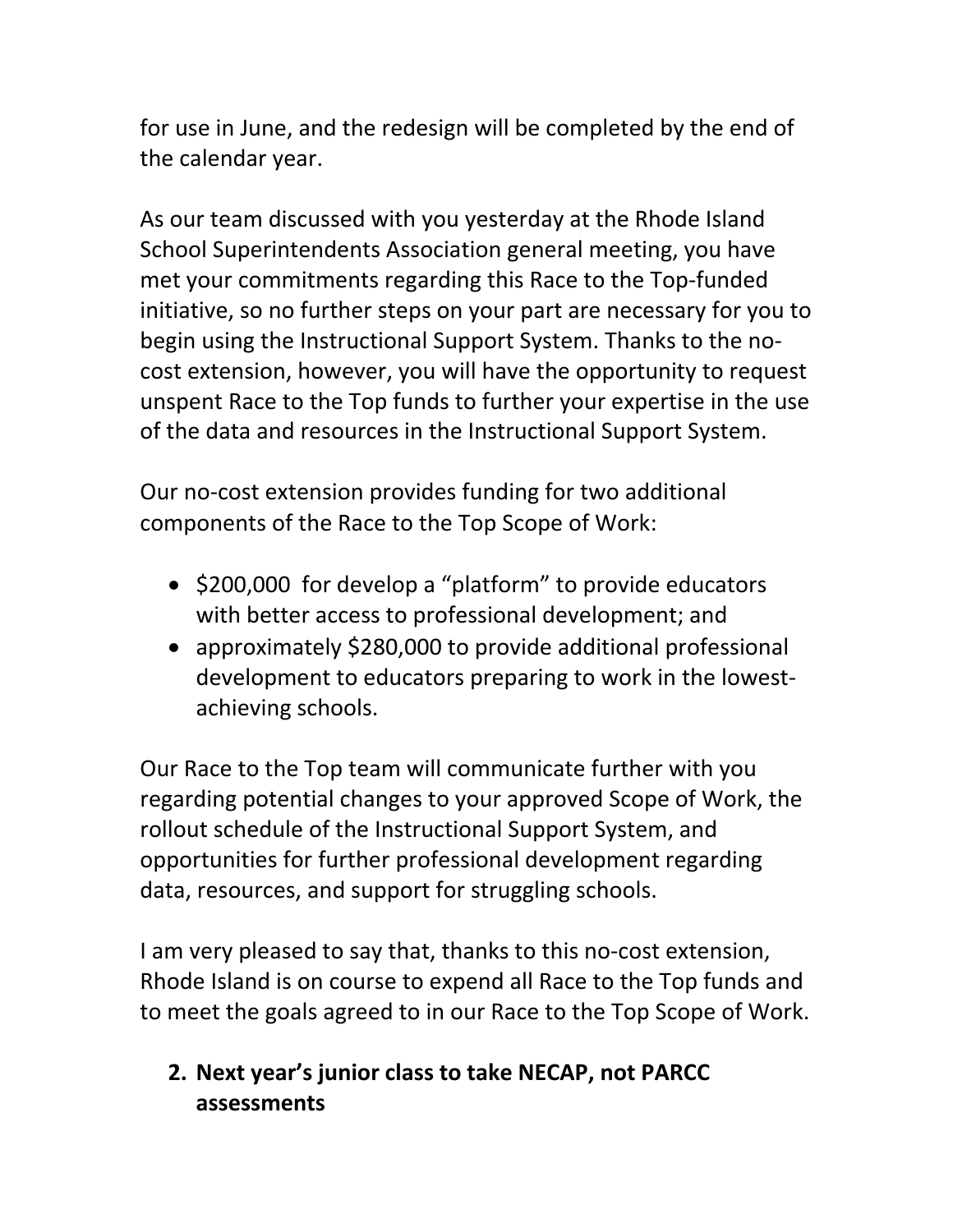for use in June, and the redesign will be completed by the end of the calendar year.

As our team discussed with you yesterday at the Rhode Island School Superintendents Association general meeting, you have met your commitments regarding this Race to the Top-funded initiative, so no further steps on your part are necessary for you to begin using the Instructional Support System. Thanks to the no-cost extension, however, you will have the opportunity to request unspent Race to the Top funds to further your expertise in the use of the data and resources in the Instructional Support System.

Our no-cost extension provides funding for two additional components of the Race to the Top Scope of Work:

- $200,000 for develop a "platform" to provide educators with better access to professional development; and
- approximately $280,000 to provide additional professional development to educators preparing to work in the lowest-achieving schools.

Our Race to the Top team will communicate further with you regarding potential changes to your approved Scope of Work, the rollout schedule of the Instructional Support System, and opportunities for further professional development regarding data, resources, and support for struggling schools.

I am very pleased to say that, thanks to this no-cost extension, Rhode Island is on course to expend all Race to the Top funds and to meet the goals agreed to in our Race to the Top Scope of Work.

2. **Next year's junior class to take NECAP, not PARCC assessments**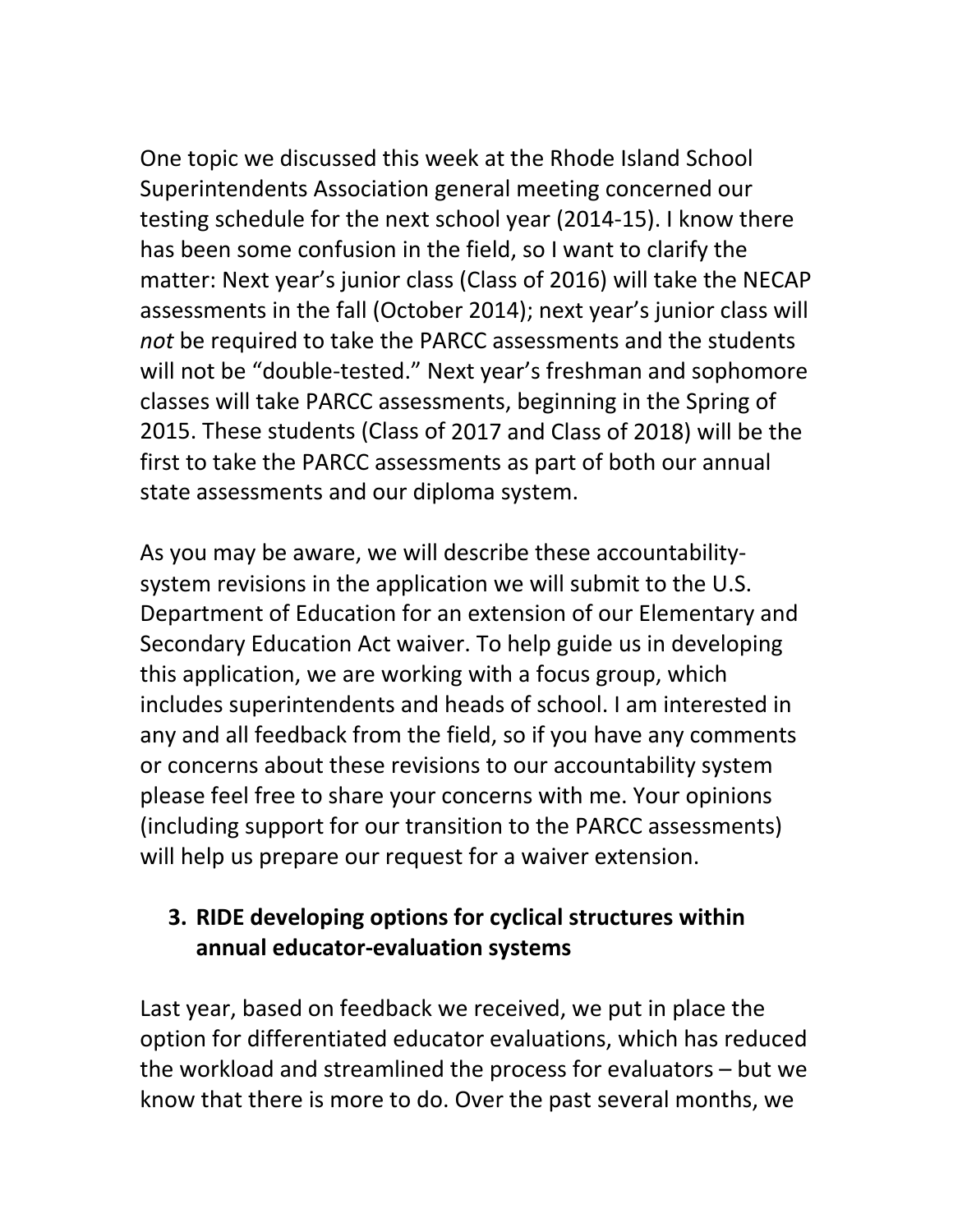One topic we discussed this week at the Rhode Island School Superintendents Association general meeting concerned our testing schedule for the next school year (2014-15). I know there has been some confusion in the field, so I want to clarify the matter: Next year's junior class (Class of 2016) will take the NECAP assessments in the fall (October 2014); next year's junior class will *not* be required to take the PARCC assessments and the students will not be "double-tested." Next year's freshman and sophomore classes will take PARCC assessments, beginning in the Spring of 2015. These students (Class of 2017 and Class of 2018) will be the first to take the PARCC assessments as part of both our annual state assessments and our diploma system.

As you may be aware, we will describe these accountability-system revisions in the application we will submit to the U.S. Department of Education for an extension of our Elementary and Secondary Education Act waiver. To help guide us in developing this application, we are working with a focus group, which includes superintendents and heads of school. I am interested in any and all feedback from the field, so if you have any comments or concerns about these revisions to our accountability system please feel free to share your concerns with me. Your opinions (including support for our transition to the PARCC assessments) will help us prepare our request for a waiver extension.

3. **RIDE developing options for cyclical structures within annual educator-evaluation systems**

Last year, based on feedback we received, we put in place the option for differentiated educator evaluations, which has reduced the workload and streamlined the process for evaluators – but we know that there is more to do. Over the past several months, we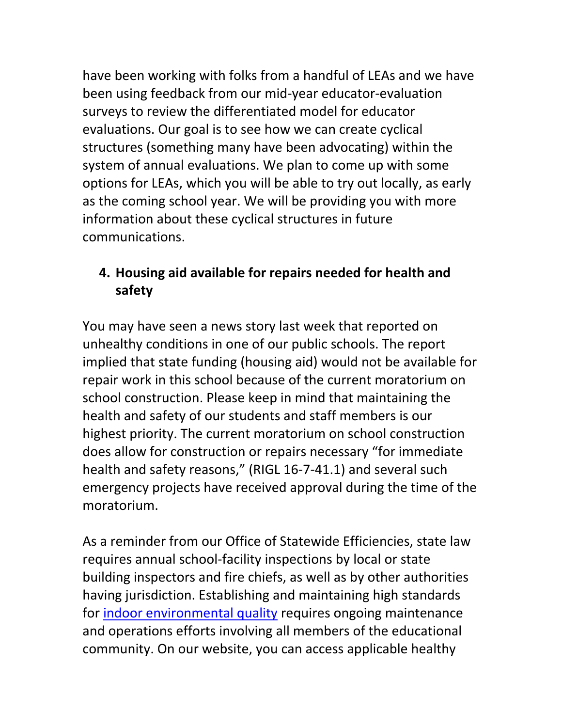have been working with folks from a handful of LEAs and we have been using feedback from our mid-year educator-evaluation surveys to review the differentiated model for educator evaluations. Our goal is to see how we can create cyclical structures (something many have been advocating) within the system of annual evaluations. We plan to come up with some options for LEAs, which you will be able to try out locally, as early as the coming school year. We will be providing you with more information about these cyclical structures in future communications.

4. **Housing aid available for repairs needed for health and safety**

You may have seen a news story last week that reported on unhealthy conditions in one of our public schools. The report implied that state funding (housing aid) would not be available for repair work in this school because of the current moratorium on school construction. Please keep in mind that maintaining the health and safety of our students and staff members is our highest priority. The current moratorium on school construction does allow for construction or repairs necessary "for immediate health and safety reasons," (RIGL 16-7-41.1) and several such emergency projects have received approval during the time of the moratorium.

As a reminder from our Office of Statewide Efficiencies, state law requires annual school-facility inspections by local or state building inspectors and fire chiefs, as well as by other authorities having jurisdiction. Establishing and maintaining high standards for indoor environmental quality requires ongoing maintenance and operations efforts involving all members of the educational community. On our website, you can access applicable healthy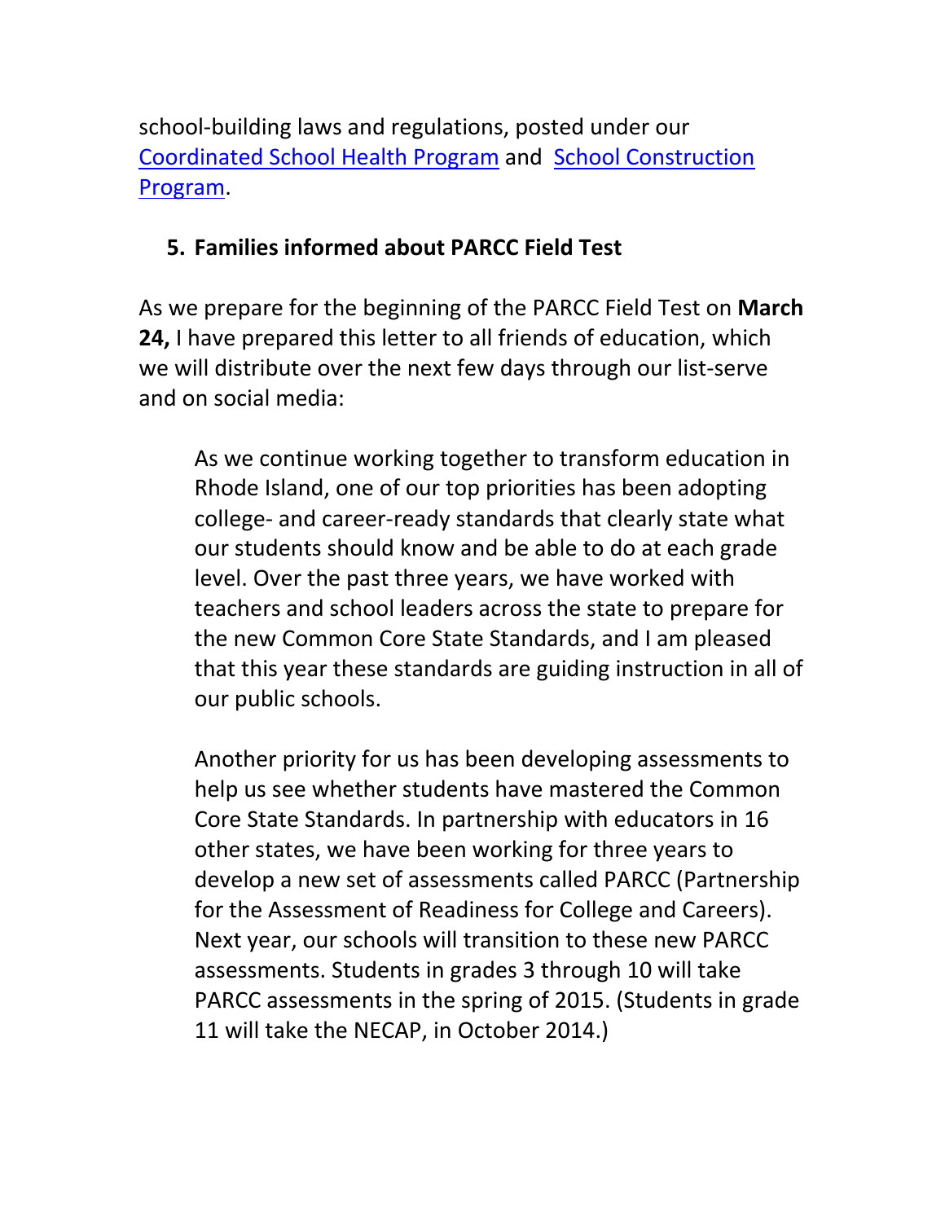school-building laws and regulations, posted under our Coordinated School Health Program and School Construction Program.

5. **Families informed about PARCC Field Test**

As we prepare for the beginning of the PARCC Field Test on **March 24,** I have prepared this letter to all friends of education, which we will distribute over the next few days through our list-serve and on social media:

> As we continue working together to transform education in Rhode Island, one of our top priorities has been adopting college- and career-ready standards that clearly state what our students should know and be able to do at each grade level. Over the past three years, we have worked with teachers and school leaders across the state to prepare for the new Common Core State Standards, and I am pleased that this year these standards are guiding instruction in all of our public schools.
>
> Another priority for us has been developing assessments to help us see whether students have mastered the Common Core State Standards. In partnership with educators in 16 other states, we have been working for three years to develop a new set of assessments called PARCC (Partnership for the Assessment of Readiness for College and Careers). Next year, our schools will transition to these new PARCC assessments. Students in grades 3 through 10 will take PARCC assessments in the spring of 2015. (Students in grade 11 will take the NECAP, in October 2014.)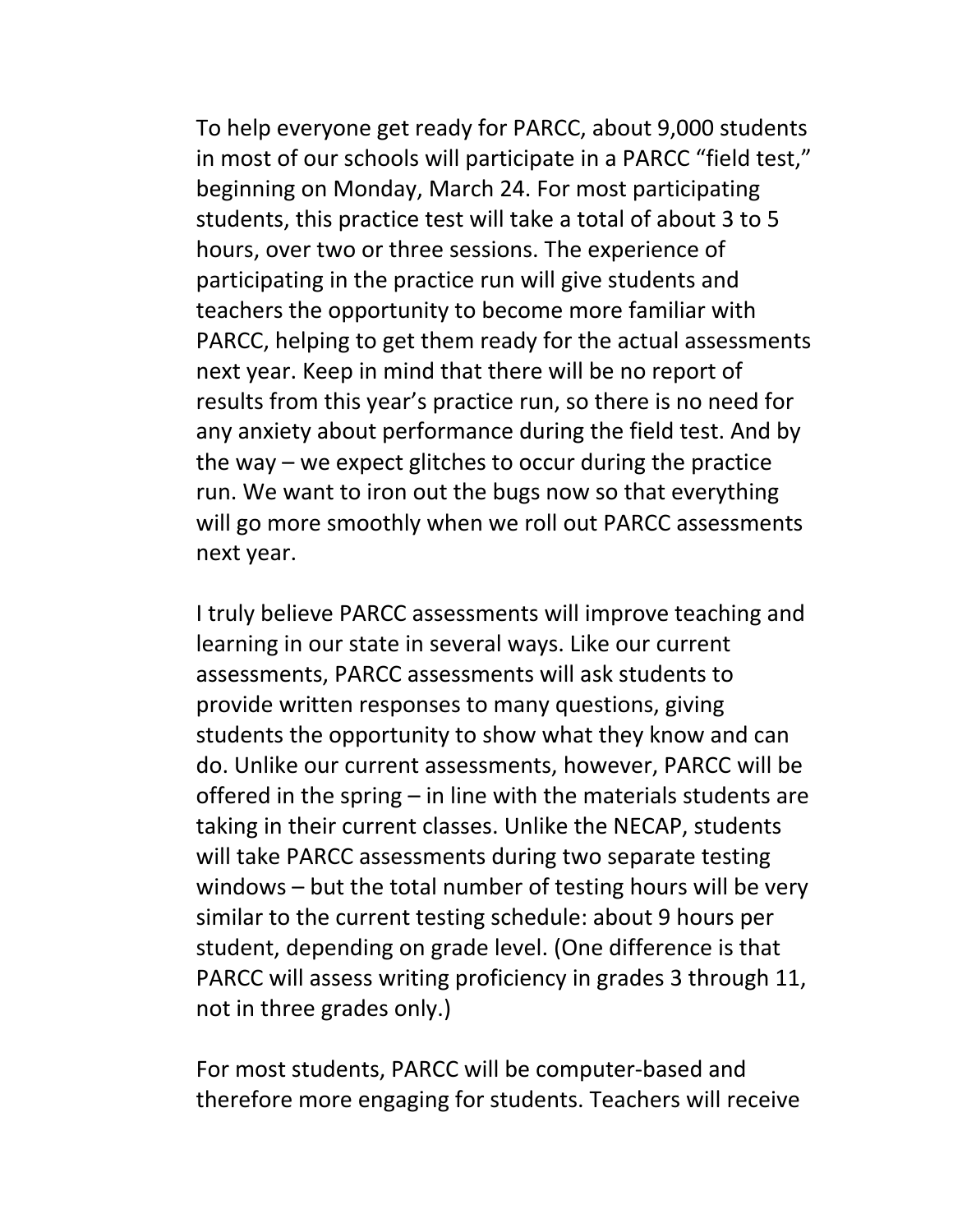To help everyone get ready for PARCC, about 9,000 students in most of our schools will participate in a PARCC "field test," beginning on Monday, March 24. For most participating students, this practice test will take a total of about 3 to 5 hours, over two or three sessions. The experience of participating in the practice run will give students and teachers the opportunity to become more familiar with PARCC, helping to get them ready for the actual assessments next year. Keep in mind that there will be no report of results from this year's practice run, so there is no need for any anxiety about performance during the field test. And by the way – we expect glitches to occur during the practice run. We want to iron out the bugs now so that everything will go more smoothly when we roll out PARCC assessments next year.

I truly believe PARCC assessments will improve teaching and learning in our state in several ways. Like our current assessments, PARCC assessments will ask students to provide written responses to many questions, giving students the opportunity to show what they know and can do. Unlike our current assessments, however, PARCC will be offered in the spring – in line with the materials students are taking in their current classes. Unlike the NECAP, students will take PARCC assessments during two separate testing windows – but the total number of testing hours will be very similar to the current testing schedule: about 9 hours per student, depending on grade level. (One difference is that PARCC will assess writing proficiency in grades 3 through 11, not in three grades only.)

For most students, PARCC will be computer-based and therefore more engaging for students. Teachers will receive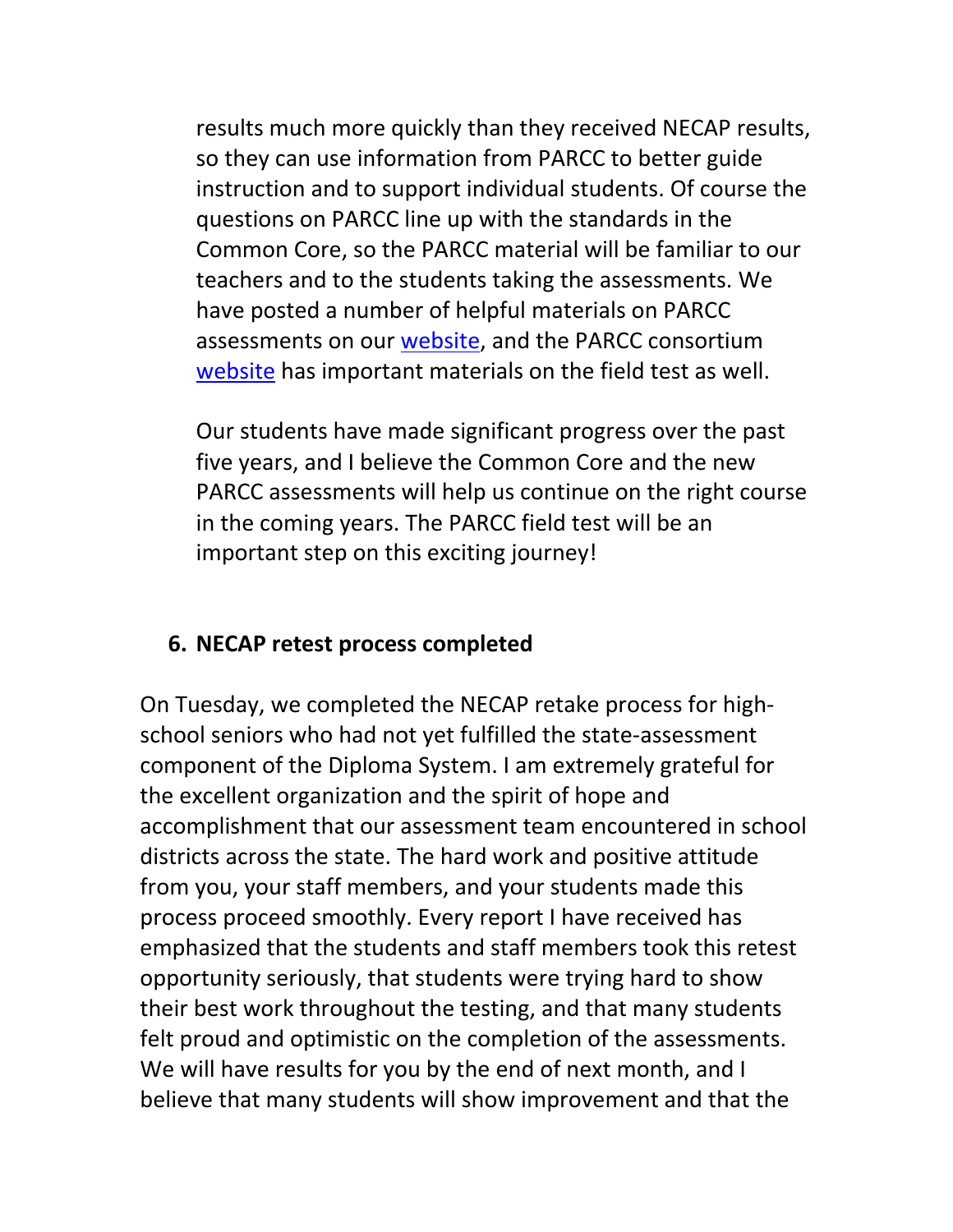results much more quickly than they received NECAP results, so they can use information from PARCC to better guide instruction and to support individual students. Of course the questions on PARCC line up with the standards in the Common Core, so the PARCC material will be familiar to our teachers and to the students taking the assessments. We have posted a number of helpful materials on PARCC assessments on our website, and the PARCC consortium website has important materials on the field test as well.

Our students have made significant progress over the past five years, and I believe the Common Core and the new PARCC assessments will help us continue on the right course in the coming years. The PARCC field test will be an important step on this exciting journey!

6. **NECAP retest process completed**

On Tuesday, we completed the NECAP retake process for high-school seniors who had not yet fulfilled the state-assessment component of the Diploma System. I am extremely grateful for the excellent organization and the spirit of hope and accomplishment that our assessment team encountered in school districts across the state. The hard work and positive attitude from you, your staff members, and your students made this process proceed smoothly. Every report I have received has emphasized that the students and staff members took this retest opportunity seriously, that students were trying hard to show their best work throughout the testing, and that many students felt proud and optimistic on the completion of the assessments. We will have results for you by the end of next month, and I believe that many students will show improvement and that the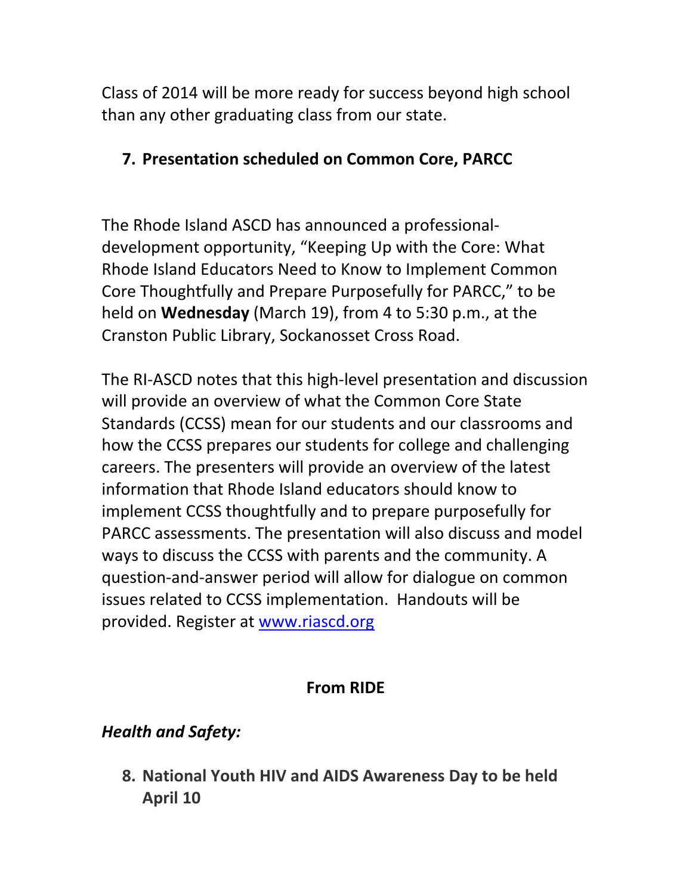Class of 2014 will be more ready for success beyond high school than any other graduating class from our state.

7. **Presentation scheduled on Common Core, PARCC**

The Rhode Island ASCD has announced a professional-development opportunity, “Keeping Up with the Core: What Rhode Island Educators Need to Know to Implement Common Core Thoughtfully and Prepare Purposefully for PARCC,” to be held on **Wednesday** (March 19), from 4 to 5:30 p.m., at the Cranston Public Library, Sockanosset Cross Road.

The RI-ASCD notes that this high-level presentation and discussion will provide an overview of what the Common Core State Standards (CCSS) mean for our students and our classrooms and how the CCSS prepares our students for college and challenging careers. The presenters will provide an overview of the latest information that Rhode Island educators should know to implement CCSS thoughtfully and to prepare purposefully for PARCC assessments. The presentation will also discuss and model ways to discuss the CCSS with parents and the community. A question-and-answer period will allow for dialogue on common issues related to CCSS implementation. Handouts will be provided. Register at www.riascd.org

## From RIDE

***Health and Safety:***

8. **National Youth HIV and AIDS Awareness Day to be held April 10**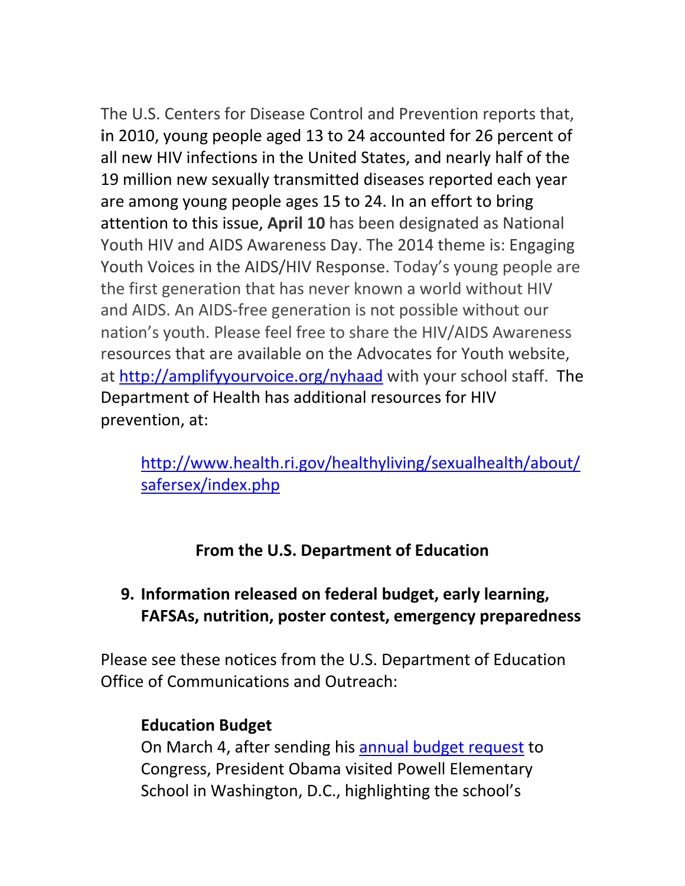The U.S. Centers for Disease Control and Prevention reports that, in 2010, young people aged 13 to 24 accounted for 26 percent of all new HIV infections in the United States, and nearly half of the 19 million new sexually transmitted diseases reported each year are among young people ages 15 to 24. In an effort to bring attention to this issue, **April 10** has been designated as National Youth HIV and AIDS Awareness Day. The 2014 theme is: Engaging Youth Voices in the AIDS/HIV Response. Today's young people are the first generation that has never known a world without HIV and AIDS. An AIDS-free generation is not possible without our nation's youth. Please feel free to share the HIV/AIDS Awareness resources that are available on the Advocates for Youth website, at [http://amplifyyourvoice.org/nyhaad](http://amplifyyourvoice.org/nyhaad) with your school staff. The Department of Health has additional resources for HIV prevention, at:

> [http://www.health.ri.gov/healthyliving/sexualhealth/about/safersex/index.php](http://www.health.ri.gov/healthyliving/sexualhealth/about/safersex/index.php)

## From the U.S. Department of Education

### 9. Information released on federal budget, early learning, FAFSAs, nutrition, poster contest, emergency preparedness

Please see these notices from the U.S. Department of Education Office of Communications and Outreach:

> **Education Budget**
> On March 4, after sending his annual budget request to Congress, President Obama visited Powell Elementary School in Washington, D.C., highlighting the school's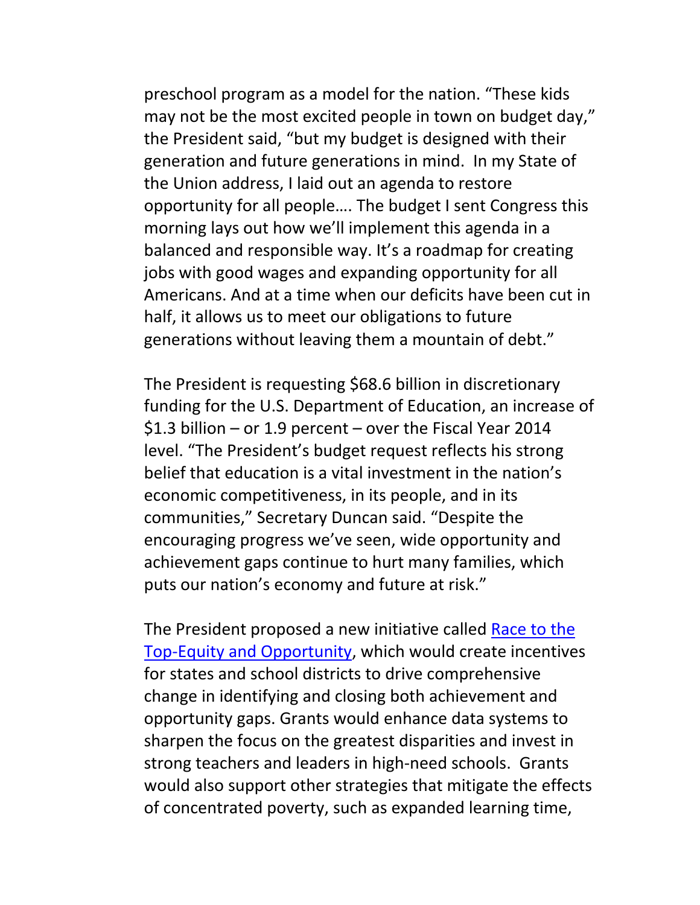preschool program as a model for the nation. "These kids may not be the most excited people in town on budget day," the President said, "but my budget is designed with their generation and future generations in mind. In my State of the Union address, I laid out an agenda to restore opportunity for all people…. The budget I sent Congress this morning lays out how we'll implement this agenda in a balanced and responsible way. It's a roadmap for creating jobs with good wages and expanding opportunity for all Americans. And at a time when our deficits have been cut in half, it allows us to meet our obligations to future generations without leaving them a mountain of debt."

The President is requesting $68.6 billion in discretionary funding for the U.S. Department of Education, an increase of $1.3 billion – or 1.9 percent – over the Fiscal Year 2014 level. "The President's budget request reflects his strong belief that education is a vital investment in the nation's economic competitiveness, in its people, and in its communities," Secretary Duncan said. "Despite the encouraging progress we've seen, wide opportunity and achievement gaps continue to hurt many families, which puts our nation's economy and future at risk."

The President proposed a new initiative called Race to the Top-Equity and Opportunity, which would create incentives for states and school districts to drive comprehensive change in identifying and closing both achievement and opportunity gaps. Grants would enhance data systems to sharpen the focus on the greatest disparities and invest in strong teachers and leaders in high-need schools. Grants would also support other strategies that mitigate the effects of concentrated poverty, such as expanded learning time,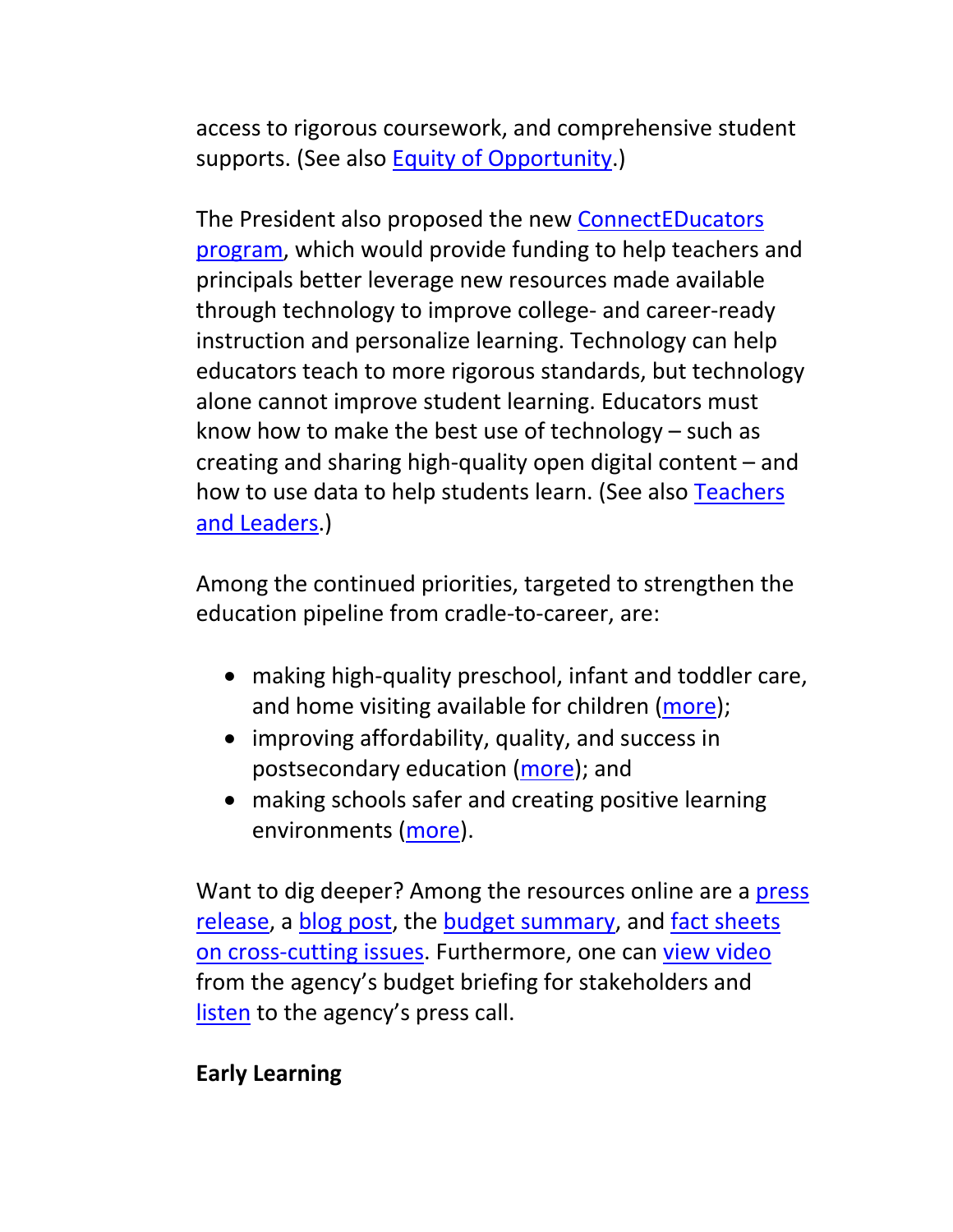access to rigorous coursework, and comprehensive student supports. (See also Equity of Opportunity.)

The President also proposed the new ConnectEDucators program, which would provide funding to help teachers and principals better leverage new resources made available through technology to improve college- and career-ready instruction and personalize learning. Technology can help educators teach to more rigorous standards, but technology alone cannot improve student learning. Educators must know how to make the best use of technology – such as creating and sharing high-quality open digital content – and how to use data to help students learn. (See also Teachers and Leaders.)

Among the continued priorities, targeted to strengthen the education pipeline from cradle-to-career, are:

- making high-quality preschool, infant and toddler care, and home visiting available for children (more);
- improving affordability, quality, and success in postsecondary education (more); and
- making schools safer and creating positive learning environments (more).

Want to dig deeper? Among the resources online are a press release, a blog post, the budget summary, and fact sheets on cross-cutting issues. Furthermore, one can view video from the agency's budget briefing for stakeholders and listen to the agency's press call.

**Early Learning**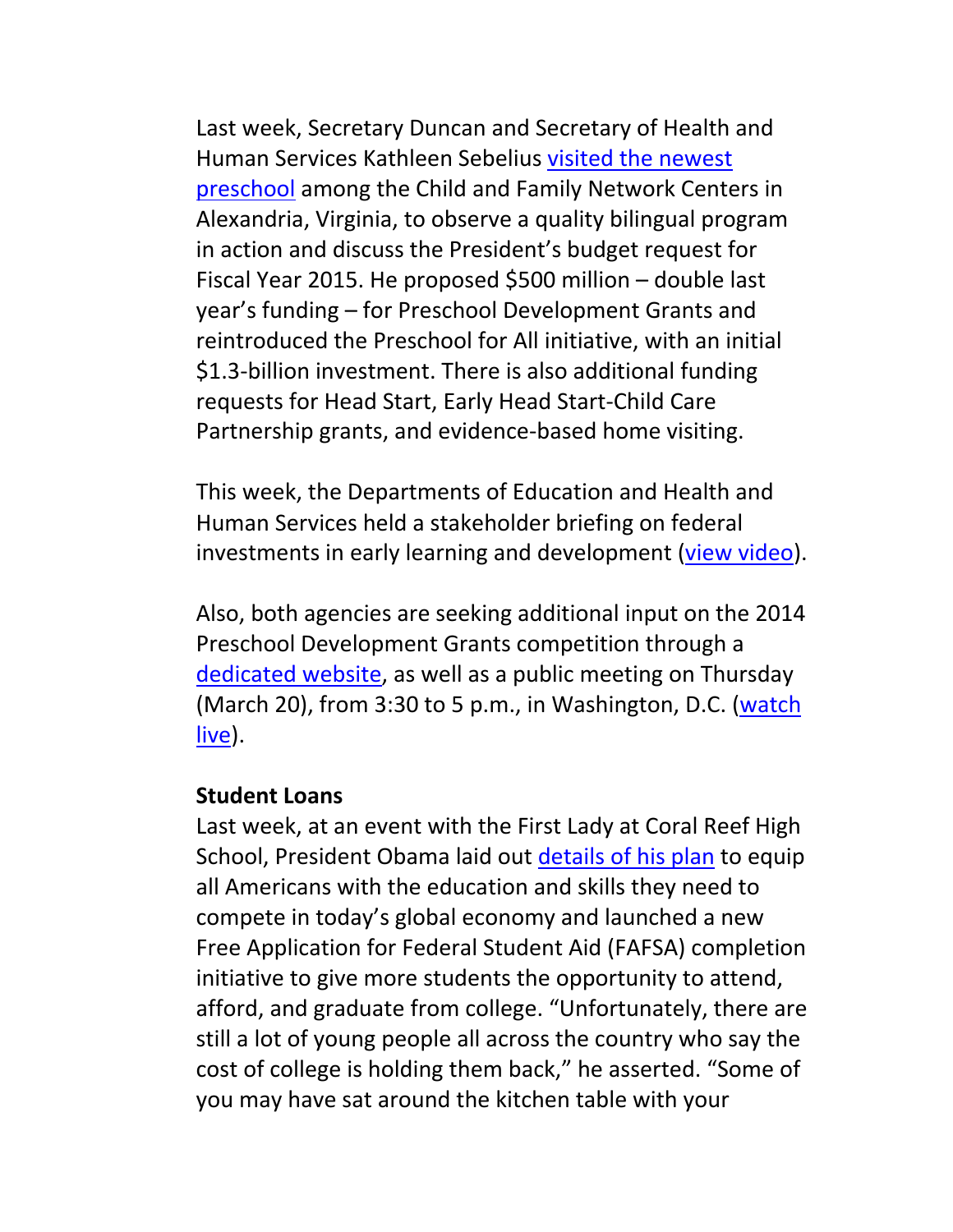Last week, Secretary Duncan and Secretary of Health and Human Services Kathleen Sebelius visited the newest preschool among the Child and Family Network Centers in Alexandria, Virginia, to observe a quality bilingual program in action and discuss the President's budget request for Fiscal Year 2015. He proposed $500 million – double last year's funding – for Preschool Development Grants and reintroduced the Preschool for All initiative, with an initial $1.3-billion investment. There is also additional funding requests for Head Start, Early Head Start-Child Care Partnership grants, and evidence-based home visiting.

This week, the Departments of Education and Health and Human Services held a stakeholder briefing on federal investments in early learning and development (view video).

Also, both agencies are seeking additional input on the 2014 Preschool Development Grants competition through a dedicated website, as well as a public meeting on Thursday (March 20), from 3:30 to 5 p.m., in Washington, D.C. (watch live).

**Student Loans**

Last week, at an event with the First Lady at Coral Reef High School, President Obama laid out details of his plan to equip all Americans with the education and skills they need to compete in today's global economy and launched a new Free Application for Federal Student Aid (FAFSA) completion initiative to give more students the opportunity to attend, afford, and graduate from college. "Unfortunately, there are still a lot of young people all across the country who say the cost of college is holding them back," he asserted. "Some of you may have sat around the kitchen table with your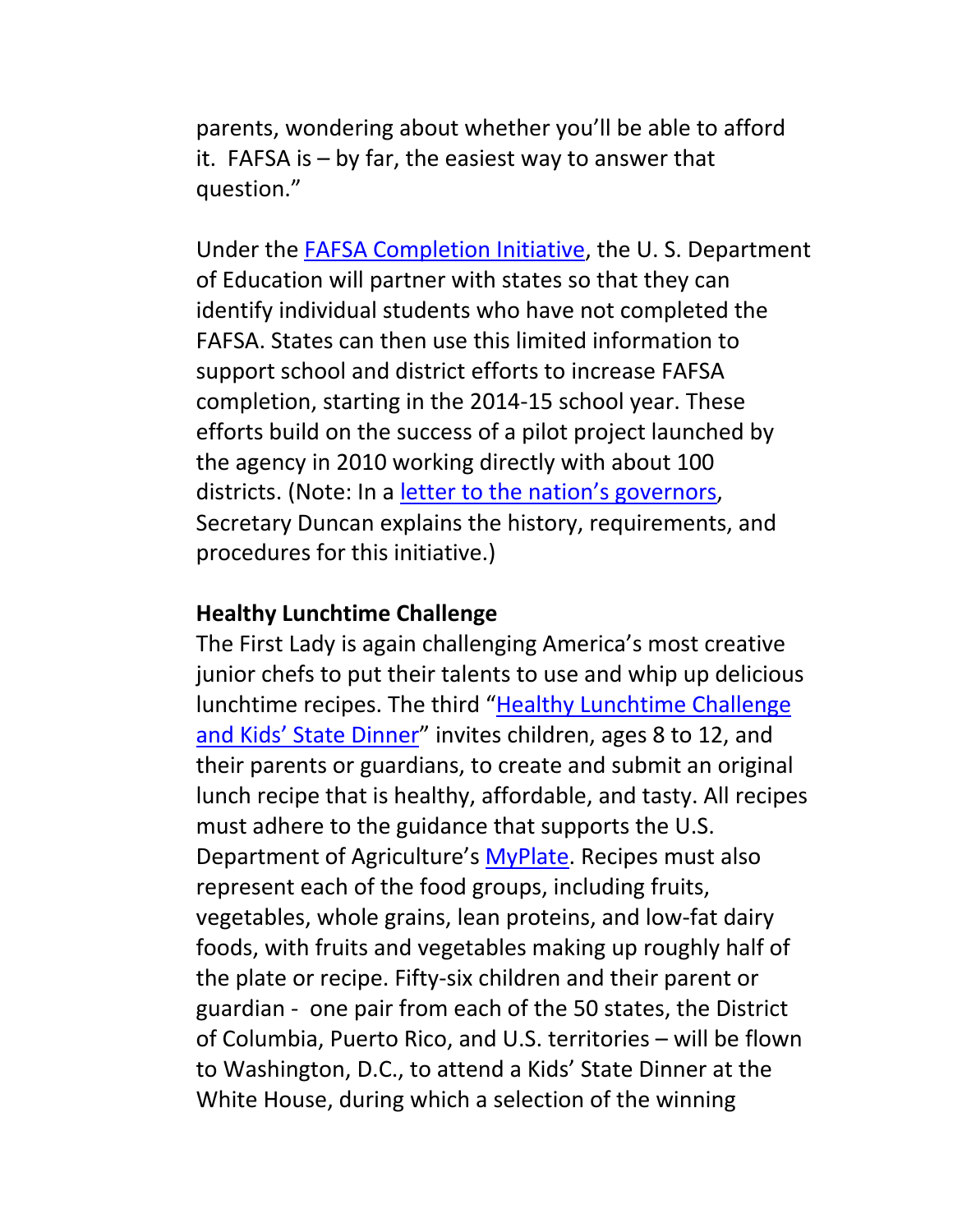parents, wondering about whether you'll be able to afford it. FAFSA is – by far, the easiest way to answer that question."

Under the [FAFSA Completion Initiative](), the U. S. Department of Education will partner with states so that they can identify individual students who have not completed the FAFSA. States can then use this limited information to support school and district efforts to increase FAFSA completion, starting in the 2014-15 school year. These efforts build on the success of a pilot project launched by the agency in 2010 working directly with about 100 districts. (Note: In a [letter to the nation's governors](), Secretary Duncan explains the history, requirements, and procedures for this initiative.)

**Healthy Lunchtime Challenge**

The First Lady is again challenging America's most creative junior chefs to put their talents to use and whip up delicious lunchtime recipes. The third "[Healthy Lunchtime Challenge and Kids' State Dinner]()" invites children, ages 8 to 12, and their parents or guardians, to create and submit an original lunch recipe that is healthy, affordable, and tasty. All recipes must adhere to the guidance that supports the U.S. Department of Agriculture's [MyPlate](). Recipes must also represent each of the food groups, including fruits, vegetables, whole grains, lean proteins, and low-fat dairy foods, with fruits and vegetables making up roughly half of the plate or recipe. Fifty-six children and their parent or guardian - one pair from each of the 50 states, the District of Columbia, Puerto Rico, and U.S. territories – will be flown to Washington, D.C., to attend a Kids' State Dinner at the White House, during which a selection of the winning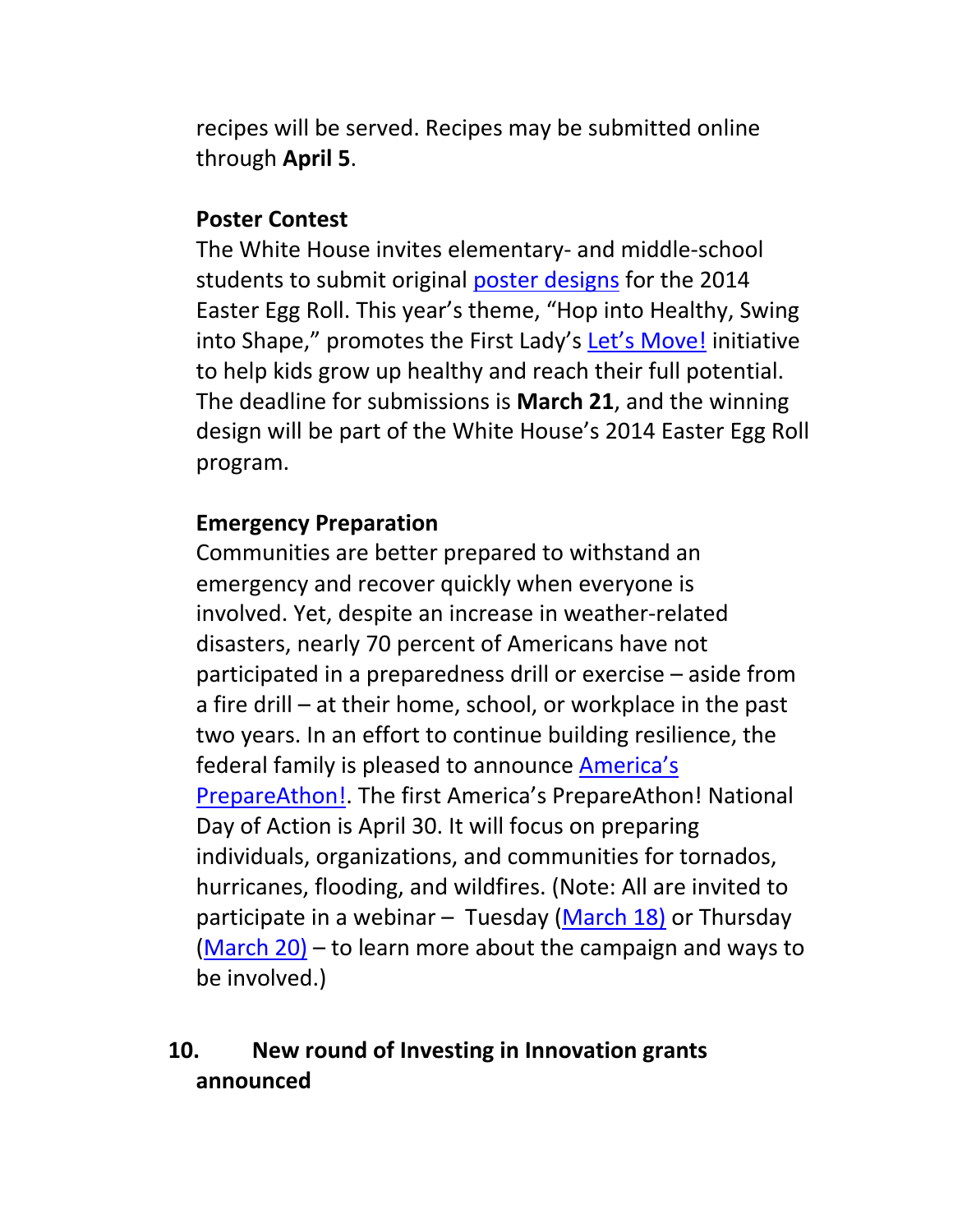recipes will be served. Recipes may be submitted online through **April 5**.

**Poster Contest**

The White House invites elementary- and middle-school students to submit original poster designs for the 2014 Easter Egg Roll. This year's theme, "Hop into Healthy, Swing into Shape," promotes the First Lady's Let's Move! initiative to help kids grow up healthy and reach their full potential. The deadline for submissions is **March 21**, and the winning design will be part of the White House's 2014 Easter Egg Roll program.

**Emergency Preparation**

Communities are better prepared to withstand an emergency and recover quickly when everyone is involved. Yet, despite an increase in weather-related disasters, nearly 70 percent of Americans have not participated in a preparedness drill or exercise – aside from a fire drill – at their home, school, or workplace in the past two years. In an effort to continue building resilience, the federal family is pleased to announce America's PrepareAthon!. The first America's PrepareAthon! National Day of Action is April 30. It will focus on preparing individuals, organizations, and communities for tornados, hurricanes, flooding, and wildfires. (Note: All are invited to participate in a webinar – Tuesday (March 18) or Thursday (March 20) – to learn more about the campaign and ways to be involved.)

## 10. New round of Investing in Innovation grants announced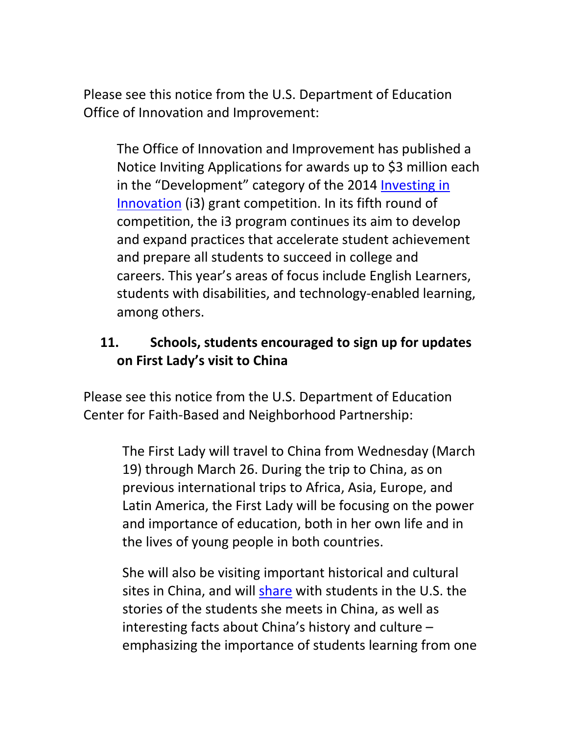Please see this notice from the U.S. Department of Education Office of Innovation and Improvement:

> The Office of Innovation and Improvement has published a Notice Inviting Applications for awards up to $3 million each in the "Development" category of the 2014 Investing in Innovation (i3) grant competition. In its fifth round of competition, the i3 program continues its aim to develop and expand practices that accelerate student achievement and prepare all students to succeed in college and careers. This year's areas of focus include English Learners, students with disabilities, and technology-enabled learning, among others.

### 11. Schools, students encouraged to sign up for updates on First Lady's visit to China

Please see this notice from the U.S. Department of Education Center for Faith-Based and Neighborhood Partnership:

> The First Lady will travel to China from Wednesday (March 19) through March 26. During the trip to China, as on previous international trips to Africa, Asia, Europe, and Latin America, the First Lady will be focusing on the power and importance of education, both in her own life and in the lives of young people in both countries.
>
> She will also be visiting important historical and cultural sites in China, and will share with students in the U.S. the stories of the students she meets in China, as well as interesting facts about China's history and culture – emphasizing the importance of students learning from one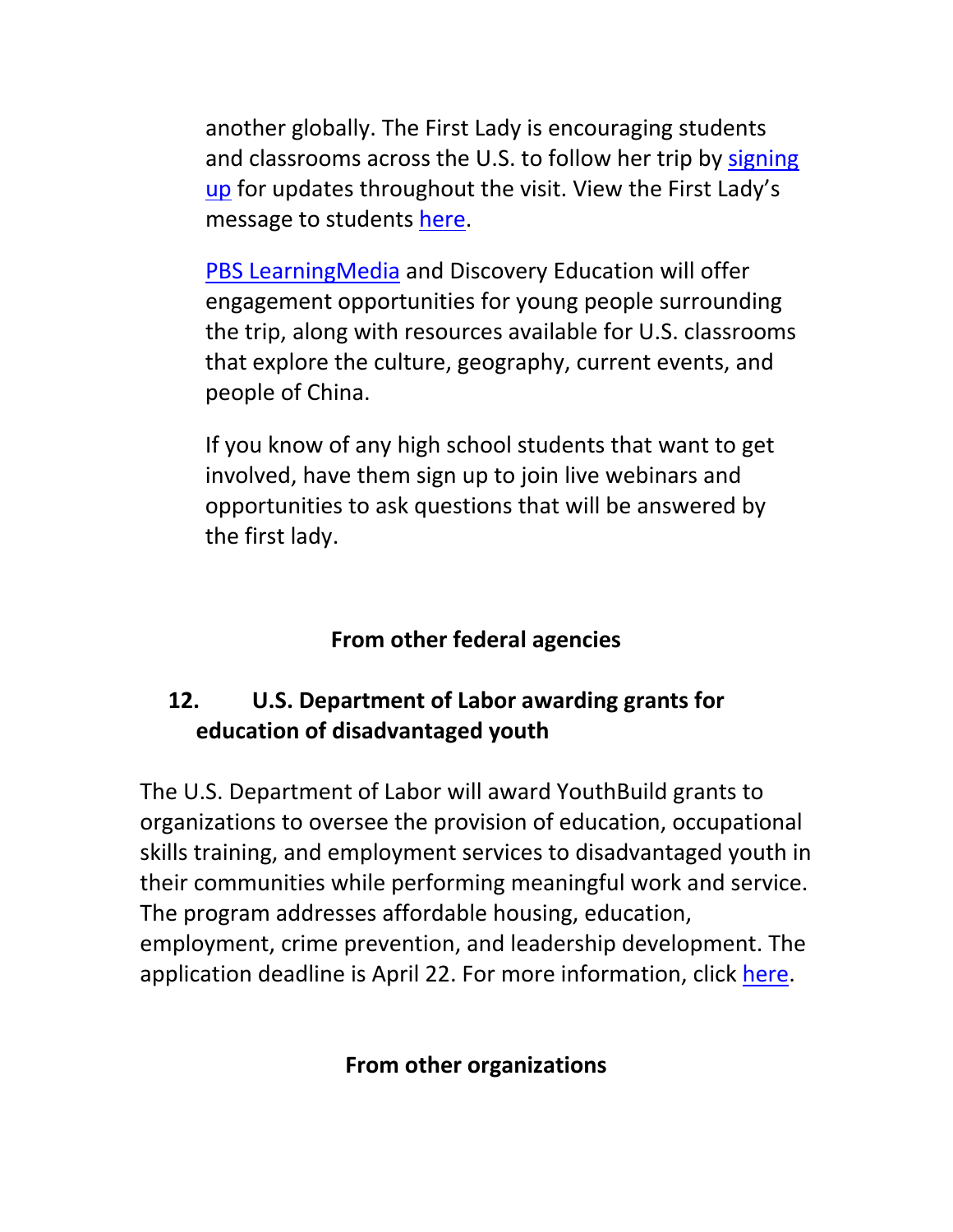another globally. The First Lady is encouraging students and classrooms across the U.S. to follow her trip by signing up for updates throughout the visit. View the First Lady's message to students here.

PBS LearningMedia and Discovery Education will offer engagement opportunities for young people surrounding the trip, along with resources available for U.S. classrooms that explore the culture, geography, current events, and people of China.

If you know of any high school students that want to get involved, have them sign up to join live webinars and opportunities to ask questions that will be answered by the first lady.

## From other federal agencies

### 12. U.S. Department of Labor awarding grants for education of disadvantaged youth

The U.S. Department of Labor will award YouthBuild grants to organizations to oversee the provision of education, occupational skills training, and employment services to disadvantaged youth in their communities while performing meaningful work and service. The program addresses affordable housing, education, employment, crime prevention, and leadership development. The application deadline is April 22. For more information, click here.

## From other organizations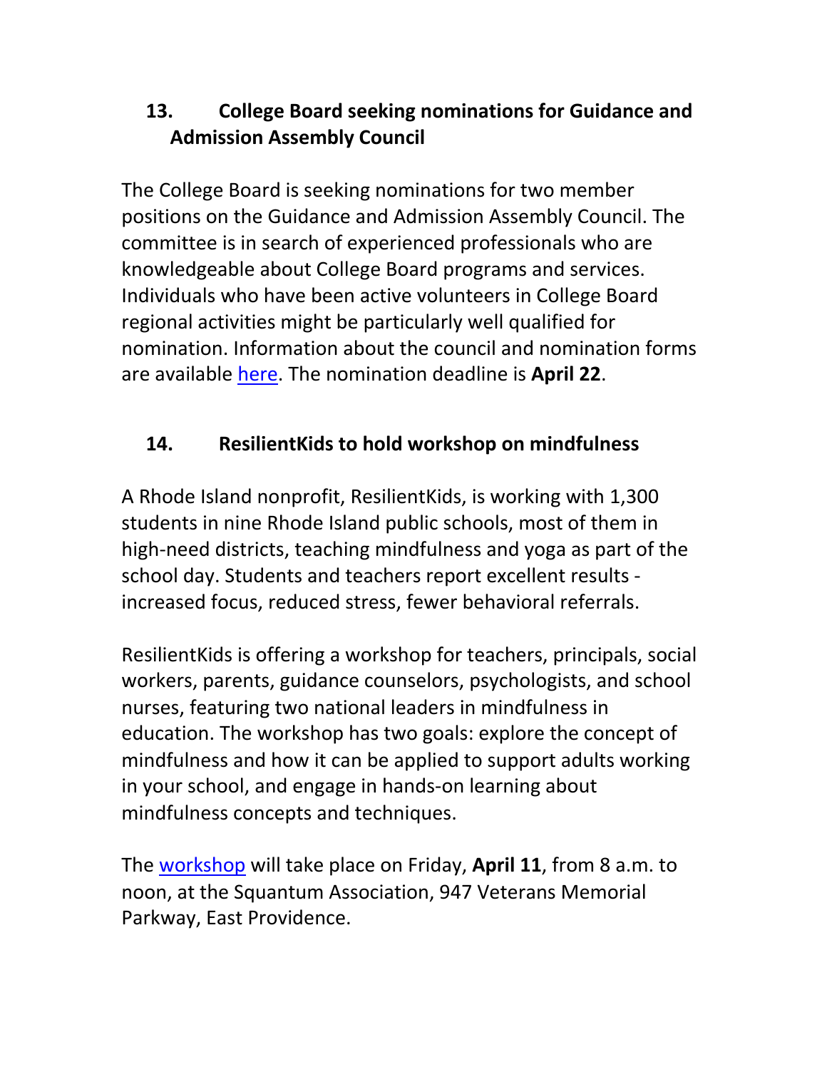## 13. College Board seeking nominations for Guidance and Admission Assembly Council

The College Board is seeking nominations for two member positions on the Guidance and Admission Assembly Council. The committee is in search of experienced professionals who are knowledgeable about College Board programs and services. Individuals who have been active volunteers in College Board regional activities might be particularly well qualified for nomination. Information about the council and nomination forms are available here. The nomination deadline is **April 22**.

## 14. ResilientKids to hold workshop on mindfulness

A Rhode Island nonprofit, ResilientKids, is working with 1,300 students in nine Rhode Island public schools, most of them in high-need districts, teaching mindfulness and yoga as part of the school day. Students and teachers report excellent results - increased focus, reduced stress, fewer behavioral referrals.

ResilientKids is offering a workshop for teachers, principals, social workers, parents, guidance counselors, psychologists, and school nurses, featuring two national leaders in mindfulness in education. The workshop has two goals: explore the concept of mindfulness and how it can be applied to support adults working in your school, and engage in hands-on learning about mindfulness concepts and techniques.

The workshop will take place on Friday, **April 11**, from 8 a.m. to noon, at the Squantum Association, 947 Veterans Memorial Parkway, East Providence.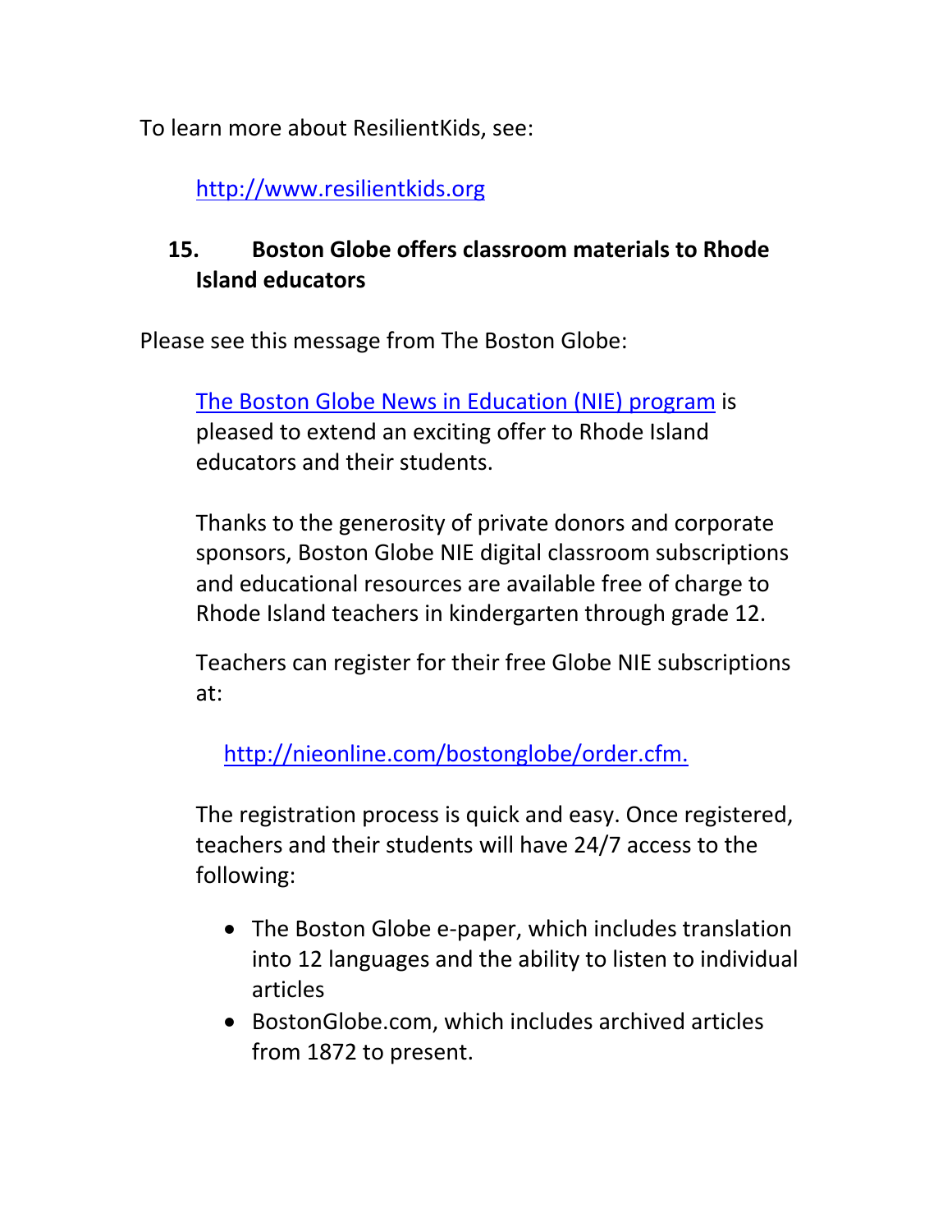To learn more about ResilientKids, see:

> http://www.resilientkids.org

## 15. Boston Globe offers classroom materials to Rhode Island educators

Please see this message from The Boston Globe:

> The Boston Globe News in Education (NIE) program is pleased to extend an exciting offer to Rhode Island educators and their students.
>
> Thanks to the generosity of private donors and corporate sponsors, Boston Globe NIE digital classroom subscriptions and educational resources are available free of charge to Rhode Island teachers in kindergarten through grade 12.
>
> Teachers can register for their free Globe NIE subscriptions at:
>
> http://nieonline.com/bostonglobe/order.cfm.
>
> The registration process is quick and easy. Once registered, teachers and their students will have 24/7 access to the following:
>
> - The Boston Globe e-paper, which includes translation into 12 languages and the ability to listen to individual articles
> - BostonGlobe.com, which includes archived articles from 1872 to present.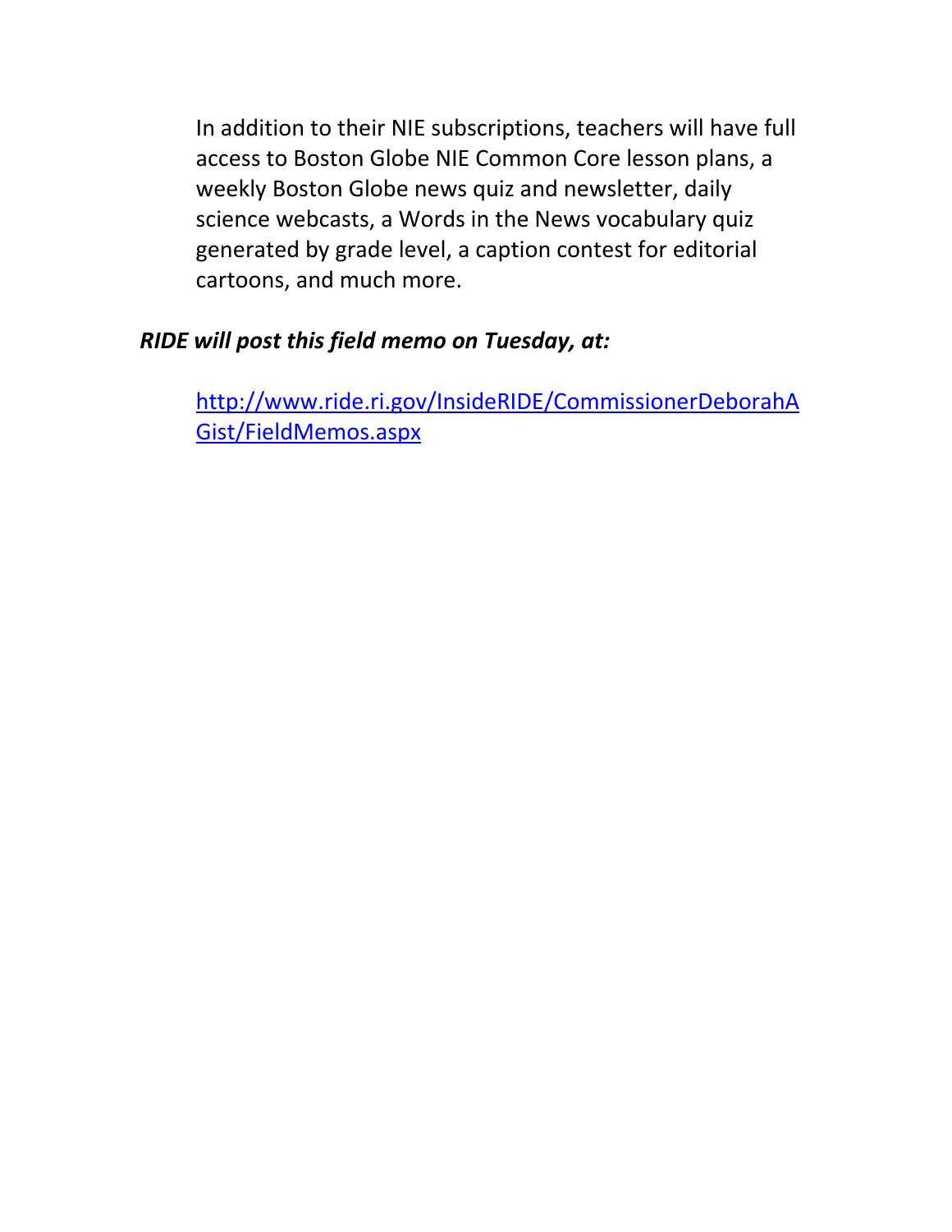In addition to their NIE subscriptions, teachers will have full access to Boston Globe NIE Common Core lesson plans, a weekly Boston Globe news quiz and newsletter, daily science webcasts, a Words in the News vocabulary quiz generated by grade level, a caption contest for editorial cartoons, and much more.

***RIDE will post this field memo on Tuesday, at:***

http://www.ride.ri.gov/InsideRIDE/CommissionerDeborahAGist/FieldMemos.aspx